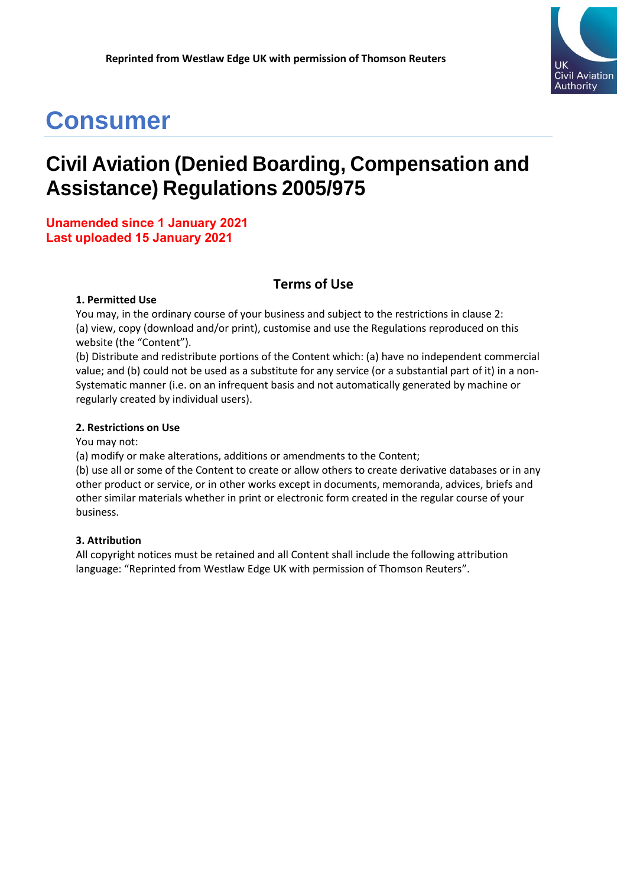Reprinted from Westlaw Edge UK with permission of Thomson Reuters

# Consumer

## Civil Aviation (Denied Boarding, Compensation and Assistance) Regulations 2005/975

**Unamended since 1 January 2021**
**Last uploaded 15 January 2021**

### Terms of Use

**1. Permitted Use**

You may, in the ordinary course of your business and subject to the restrictions in clause 2:

(a) view, copy (download and/or print), customise and use the Regulations reproduced on this website (the "Content").

(b) Distribute and redistribute portions of the Content which: (a) have no independent commercial value; and (b) could not be used as a substitute for any service (or a substantial part of it) in a non-Systematic manner (i.e. on an infrequent basis and not automatically generated by machine or regularly created by individual users).

**2. Restrictions on Use**

You may not:

(a) modify or make alterations, additions or amendments to the Content;

(b) use all or some of the Content to create or allow others to create derivative databases or in any other product or service, or in other works except in documents, memoranda, advices, briefs and other similar materials whether in print or electronic form created in the regular course of your business.

**3. Attribution**

All copyright notices must be retained and all Content shall include the following attribution language: "Reprinted from Westlaw Edge UK with permission of Thomson Reuters".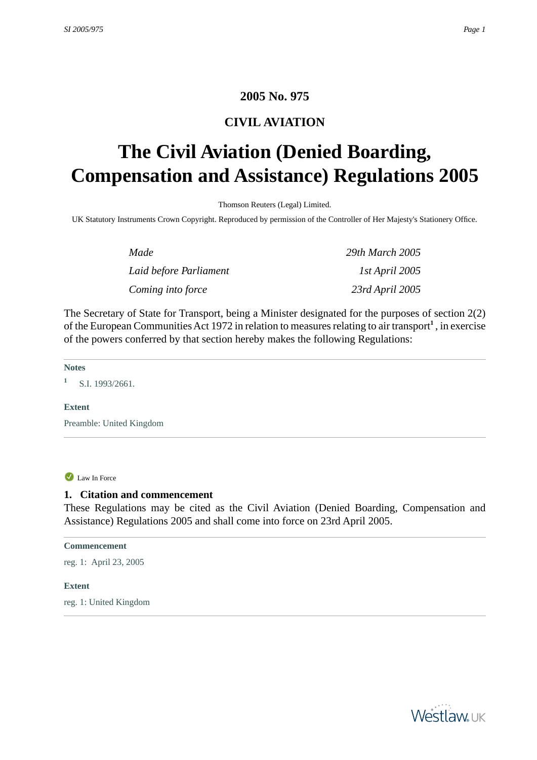**2005 No. 975**

**CIVIL AVIATION**

# The Civil Aviation (Denied Boarding, Compensation and Assistance) Regulations 2005

Thomson Reuters (Legal) Limited.

UK Statutory Instruments Crown Copyright. Reproduced by permission of the Controller of Her Majesty's Stationery Office.

| | |
|---|---|
| *Made* | *29th March 2005* |
| *Laid before Parliament* | *1st April 2005* |
| *Coming into force* | *23rd April 2005* |

The Secretary of State for Transport, being a Minister designated for the purposes of section 2(2) of the European Communities Act 1972 in relation to measures relating to air transport[1], in exercise of the powers conferred by that section hereby makes the following Regulations:

**Notes**

[1] S.I. 1993/2661.

**Extent**

Preamble: United Kingdom

Law In Force

## 1. Citation and commencement

These Regulations may be cited as the Civil Aviation (Denied Boarding, Compensation and Assistance) Regulations 2005 and shall come into force on 23rd April 2005.

**Commencement**

reg. 1: April 23, 2005

**Extent**

reg. 1: United Kingdom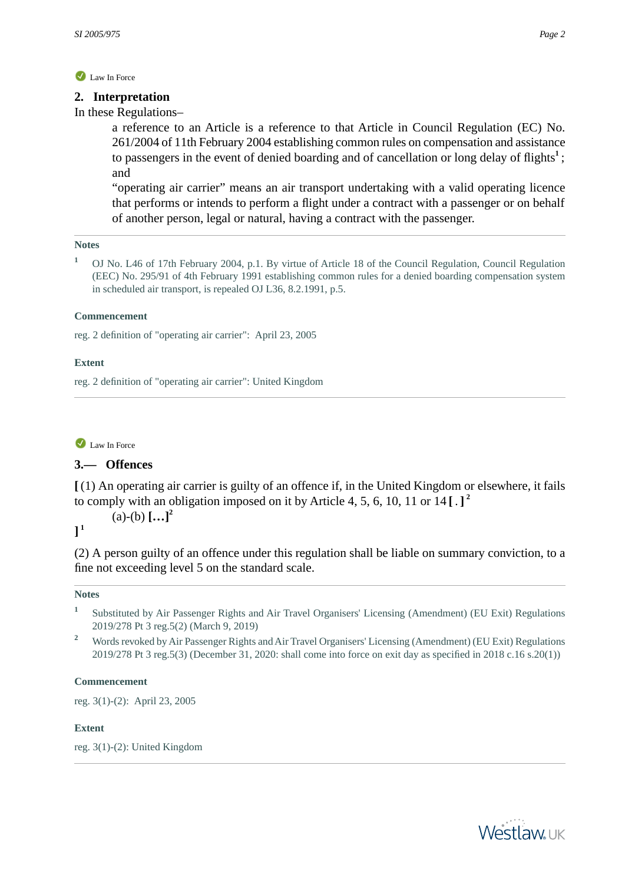Law In Force

## 2. Interpretation

In these Regulations–

> a reference to an Article is a reference to that Article in Council Regulation (EC) No. 261/2004 of 11th February 2004 establishing common rules on compensation and assistance to passengers in the event of denied boarding and of cancellation or long delay of flights[1]; and
>
> "operating air carrier" means an air transport undertaking with a valid operating licence that performs or intends to perform a flight under a contract with a passenger or on behalf of another person, legal or natural, having a contract with the passenger.

**Notes**

1. OJ No. L46 of 17th February 2004, p.1. By virtue of Article 18 of the Council Regulation, Council Regulation (EEC) No. 295/91 of 4th February 1991 establishing common rules for a denied boarding compensation system in scheduled air transport, is repealed OJ L36, 8.2.1991, p.5.

**Commencement**

reg. 2 definition of "operating air carrier": April 23, 2005

**Extent**

reg. 2 definition of "operating air carrier": United Kingdom

---

Law In Force

## 3.— Offences

**[** (1) An operating air carrier is guilty of an offence if, in the United Kingdom or elsewhere, it fails to comply with an obligation imposed on it by Article 4, 5, 6, 10, 11 or 14 **[ . ]** [2]

> (a)-(b) **[…]**[2]

**]** [1]

(2) A person guilty of an offence under this regulation shall be liable on summary conviction, to a fine not exceeding level 5 on the standard scale.

**Notes**

1. Substituted by Air Passenger Rights and Air Travel Organisers' Licensing (Amendment) (EU Exit) Regulations 2019/278 Pt 3 reg.5(2) (March 9, 2019)
2. Words revoked by Air Passenger Rights and Air Travel Organisers' Licensing (Amendment) (EU Exit) Regulations 2019/278 Pt 3 reg.5(3) (December 31, 2020: shall come into force on exit day as specified in 2018 c.16 s.20(1))

**Commencement**

reg. 3(1)-(2): April 23, 2005

**Extent**

reg. 3(1)-(2): United Kingdom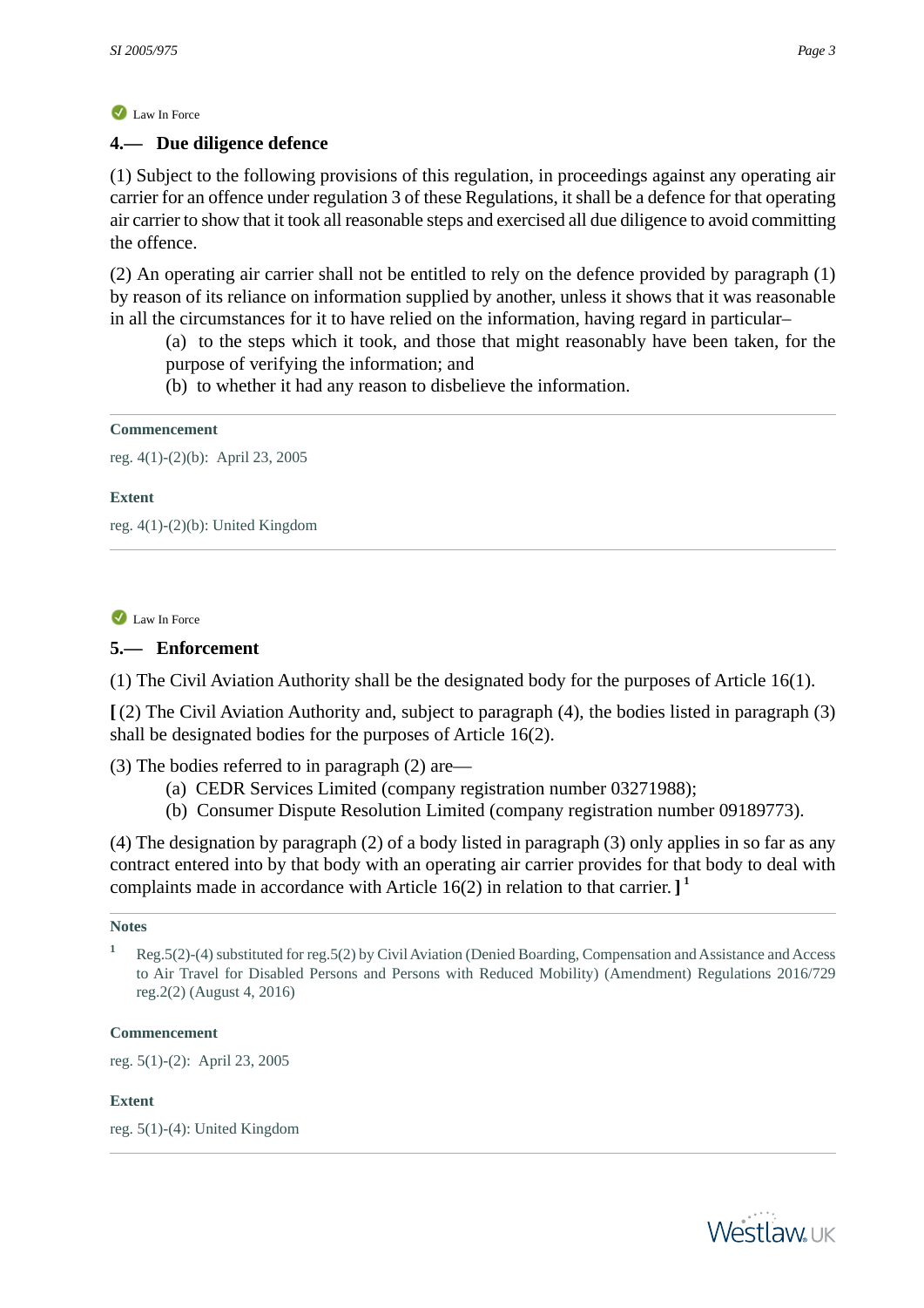Law In Force

## 4.— Due diligence defence

(1) Subject to the following provisions of this regulation, in proceedings against any operating air carrier for an offence under regulation 3 of these Regulations, it shall be a defence for that operating air carrier to show that it took all reasonable steps and exercised all due diligence to avoid committing the offence.

(2) An operating air carrier shall not be entitled to rely on the defence provided by paragraph (1) by reason of its reliance on information supplied by another, unless it shows that it was reasonable in all the circumstances for it to have relied on the information, having regard in particular–

(a) to the steps which it took, and those that might reasonably have been taken, for the purpose of verifying the information; and

(b) to whether it had any reason to disbelieve the information.

**Commencement**

reg. 4(1)-(2)(b): April 23, 2005

**Extent**

reg. 4(1)-(2)(b): United Kingdom

Law In Force

## 5.— Enforcement

(1) The Civil Aviation Authority shall be the designated body for the purposes of Article 16(1).

**[** (2) The Civil Aviation Authority and, subject to paragraph (4), the bodies listed in paragraph (3) shall be designated bodies for the purposes of Article 16(2).

(3) The bodies referred to in paragraph (2) are—

(a) CEDR Services Limited (company registration number 03271988);

(b) Consumer Dispute Resolution Limited (company registration number 09189773).

(4) The designation by paragraph (2) of a body listed in paragraph (3) only applies in so far as any contract entered into by that body with an operating air carrier provides for that body to deal with complaints made in accordance with Article 16(2) in relation to that carrier. **]** [1]

**Notes**

[1] Reg.5(2)-(4) substituted for reg.5(2) by Civil Aviation (Denied Boarding, Compensation and Assistance and Access to Air Travel for Disabled Persons and Persons with Reduced Mobility) (Amendment) Regulations 2016/729 reg.2(2) (August 4, 2016)

**Commencement**

reg. 5(1)-(2): April 23, 2005

**Extent**

reg. 5(1)-(4): United Kingdom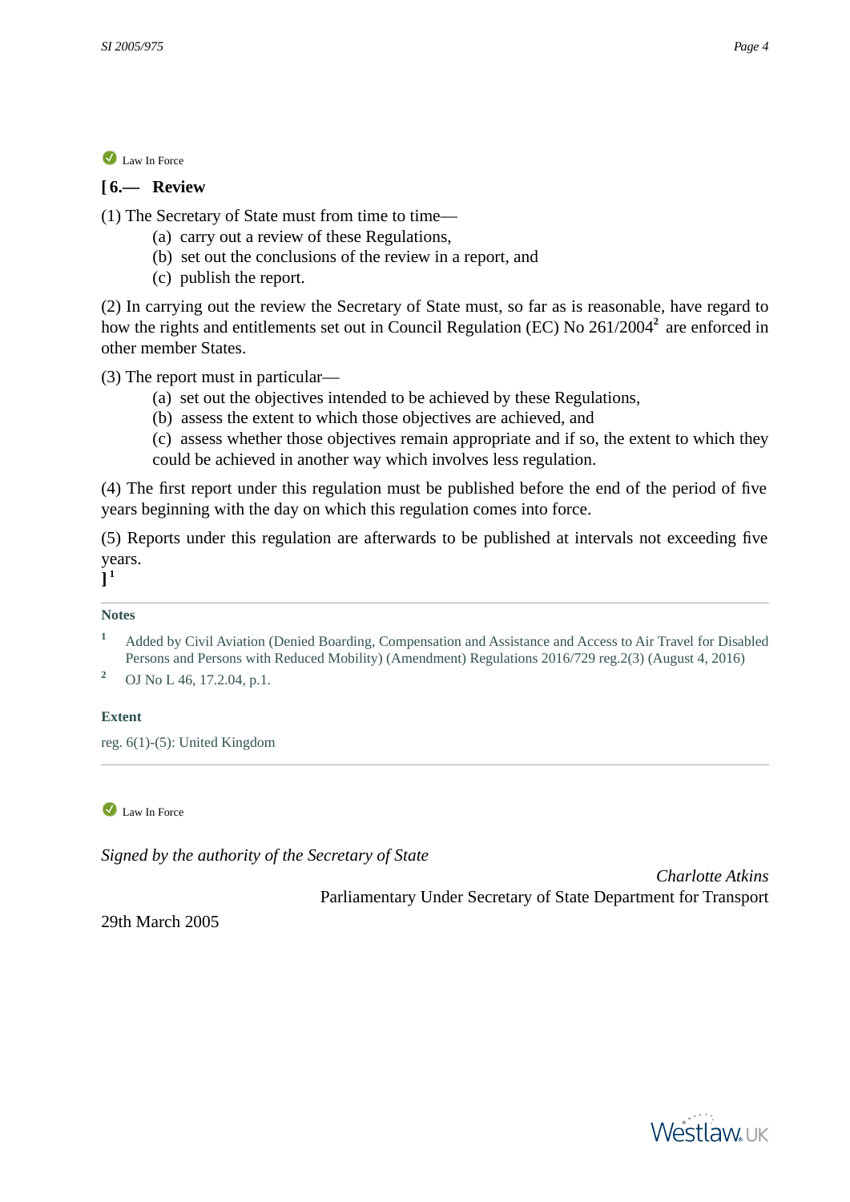Law In Force

**[ 6.— Review**

(1) The Secretary of State must from time to time—

(a) carry out a review of these Regulations,

(b) set out the conclusions of the review in a report, and

(c) publish the report.

(2) In carrying out the review the Secretary of State must, so far as is reasonable, have regard to how the rights and entitlements set out in Council Regulation (EC) No 261/2004[2] are enforced in other member States.

(3) The report must in particular—

(a) set out the objectives intended to be achieved by these Regulations,

(b) assess the extent to which those objectives are achieved, and

(c) assess whether those objectives remain appropriate and if so, the extent to which they could be achieved in another way which involves less regulation.

(4) The first report under this regulation must be published before the end of the period of five years beginning with the day on which this regulation comes into force.

(5) Reports under this regulation are afterwards to be published at intervals not exceeding five years.
][1]

**Notes**

[1] Added by Civil Aviation (Denied Boarding, Compensation and Assistance and Access to Air Travel for Disabled Persons and Persons with Reduced Mobility) (Amendment) Regulations 2016/729 reg.2(3) (August 4, 2016)

[2] OJ No L 46, 17.2.04, p.1.

**Extent**

reg. 6(1)-(5): United Kingdom

Law In Force

*Signed by the authority of the Secretary of State*

*Charlotte Atkins*
Parliamentary Under Secretary of State Department for Transport

29th March 2005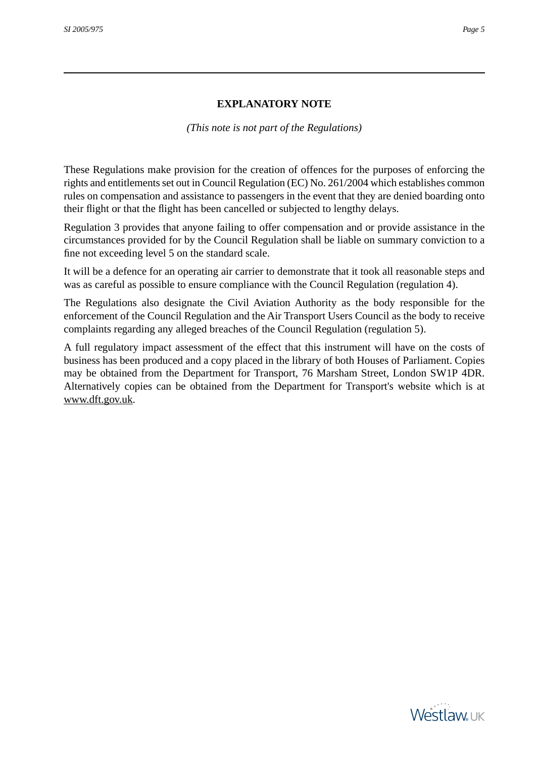## EXPLANATORY NOTE

*(This note is not part of the Regulations)*

These Regulations make provision for the creation of offences for the purposes of enforcing the rights and entitlements set out in Council Regulation (EC) No. 261/2004 which establishes common rules on compensation and assistance to passengers in the event that they are denied boarding onto their flight or that the flight has been cancelled or subjected to lengthy delays.

Regulation 3 provides that anyone failing to offer compensation and or provide assistance in the circumstances provided for by the Council Regulation shall be liable on summary conviction to a fine not exceeding level 5 on the standard scale.

It will be a defence for an operating air carrier to demonstrate that it took all reasonable steps and was as careful as possible to ensure compliance with the Council Regulation (regulation 4).

The Regulations also designate the Civil Aviation Authority as the body responsible for the enforcement of the Council Regulation and the Air Transport Users Council as the body to receive complaints regarding any alleged breaches of the Council Regulation (regulation 5).

A full regulatory impact assessment of the effect that this instrument will have on the costs of business has been produced and a copy placed in the library of both Houses of Parliament. Copies may be obtained from the Department for Transport, 76 Marsham Street, London SW1P 4DR. Alternatively copies can be obtained from the Department for Transport's website which is at www.dft.gov.uk.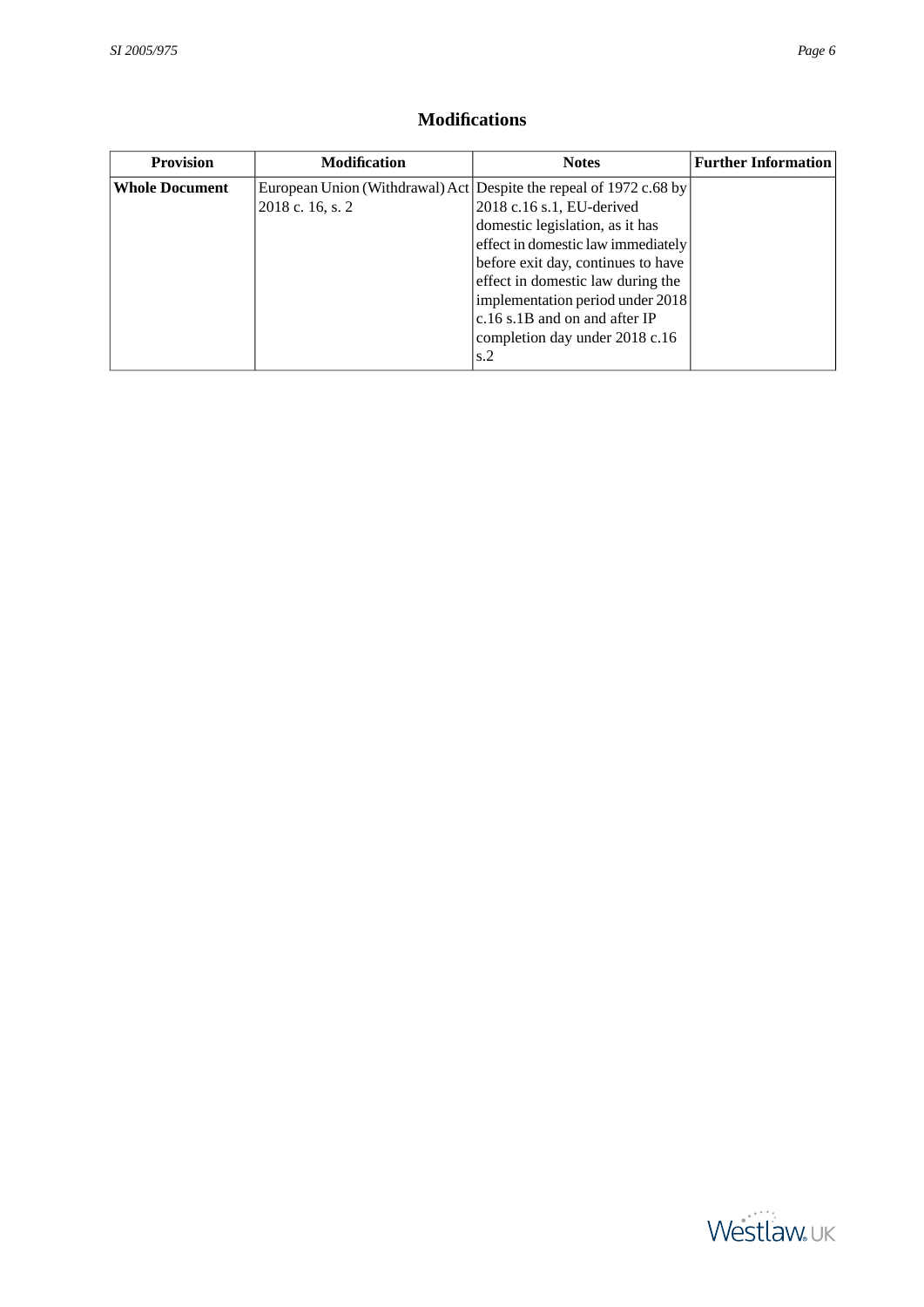## Modifications

| Provision | Modification | Notes | Further Information |
| --- | --- | --- | --- |
| **Whole Document** | European Union (Withdrawal) Act 2018 c. 16, s. 2 | Despite the repeal of 1972 c.68 by 2018 c.16 s.1, EU-derived domestic legislation, as it has effect in domestic law immediately before exit day, continues to have effect in domestic law during the implementation period under 2018 c.16 s.1B and on and after IP completion day under 2018 c.16 s.2 | |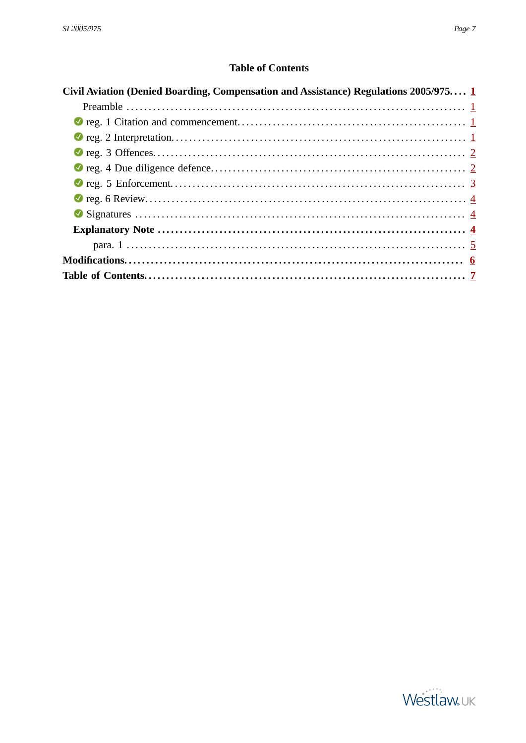## Table of Contents

**Civil Aviation (Denied Boarding, Compensation and Assistance) Regulations 2005/975.... 1**

- Preamble ........ 1
- reg. 1 Citation and commencement. ........ 1
- reg. 2 Interpretation. ........ 1
- reg. 3 Offences. ........ 2
- reg. 4 Due diligence defence. ........ 2
- reg. 5 Enforcement. ........ 3
- reg. 6 Review. ........ 4
- Signatures ........ 4

**Explanatory Note ........ 4**

- para. 1 ........ 5

**Modifications. ........ 6**

**Table of Contents. ........ 7**